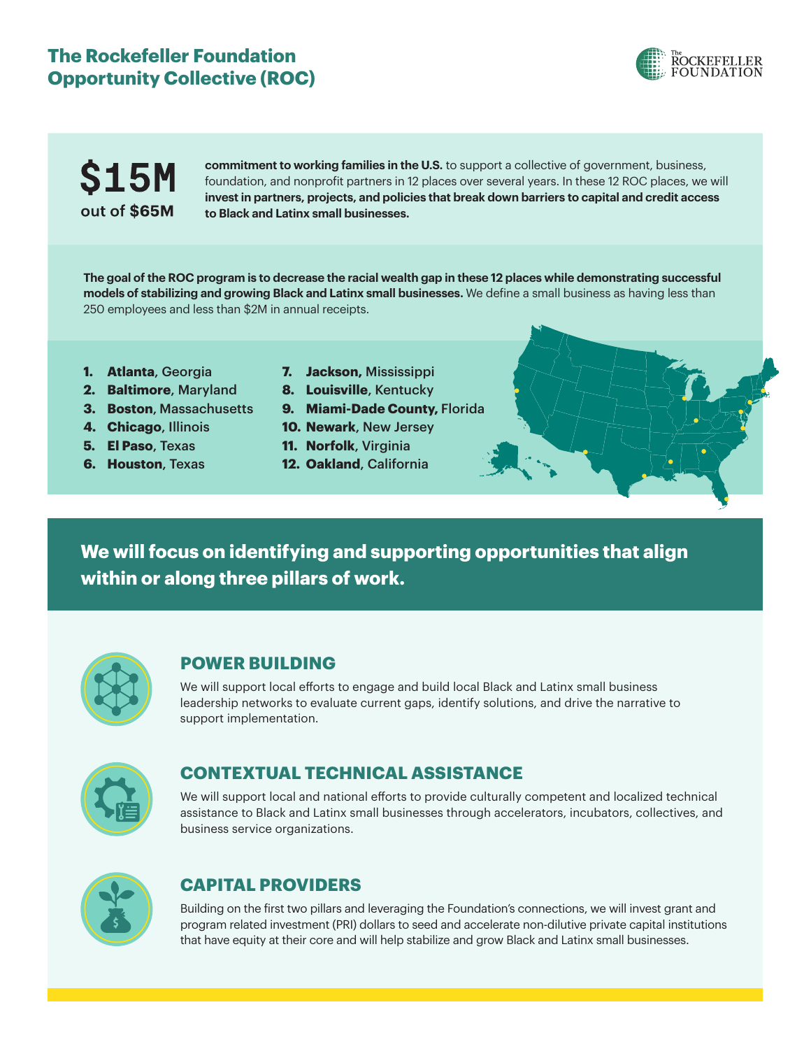# The Rockefeller Foundation Opportunity Collective (ROC)

**$15M**
out of $65M

**commitment to working families in the U.S.** to support a collective of government, business, foundation, and nonprofit partners in 12 places over several years. In these 12 ROC places, we will **invest in partners, projects, and policies that break down barriers to capital and credit access to Black and Latinx small businesses.**

**The goal of the ROC program is to decrease the racial wealth gap in these 12 places while demonstrating successful models of stabilizing and growing Black and Latinx small businesses.** We define a small business as having less than 250 employees and less than $2M in annual receipts.

1. **Atlanta**, Georgia
2. **Baltimore**, Maryland
3. **Boston**, Massachusetts
4. **Chicago**, Illinois
5. **El Paso**, Texas
6. **Houston**, Texas
7. **Jackson,** Mississippi
8. **Louisville**, Kentucky
9. **Miami-Dade County,** Florida
10. **Newark**, New Jersey
11. **Norfolk**, Virginia
12. **Oakland**, California

## We will focus on identifying and supporting opportunities that align within or along three pillars of work.

### POWER BUILDING

We will support local efforts to engage and build local Black and Latinx small business leadership networks to evaluate current gaps, identify solutions, and drive the narrative to support implementation.

### CONTEXTUAL TECHNICAL ASSISTANCE

We will support local and national efforts to provide culturally competent and localized technical assistance to Black and Latinx small businesses through accelerators, incubators, collectives, and business service organizations.

### CAPITAL PROVIDERS

Building on the first two pillars and leveraging the Foundation's connections, we will invest grant and program related investment (PRI) dollars to seed and accelerate non-dilutive private capital institutions that have equity at their core and will help stabilize and grow Black and Latinx small businesses.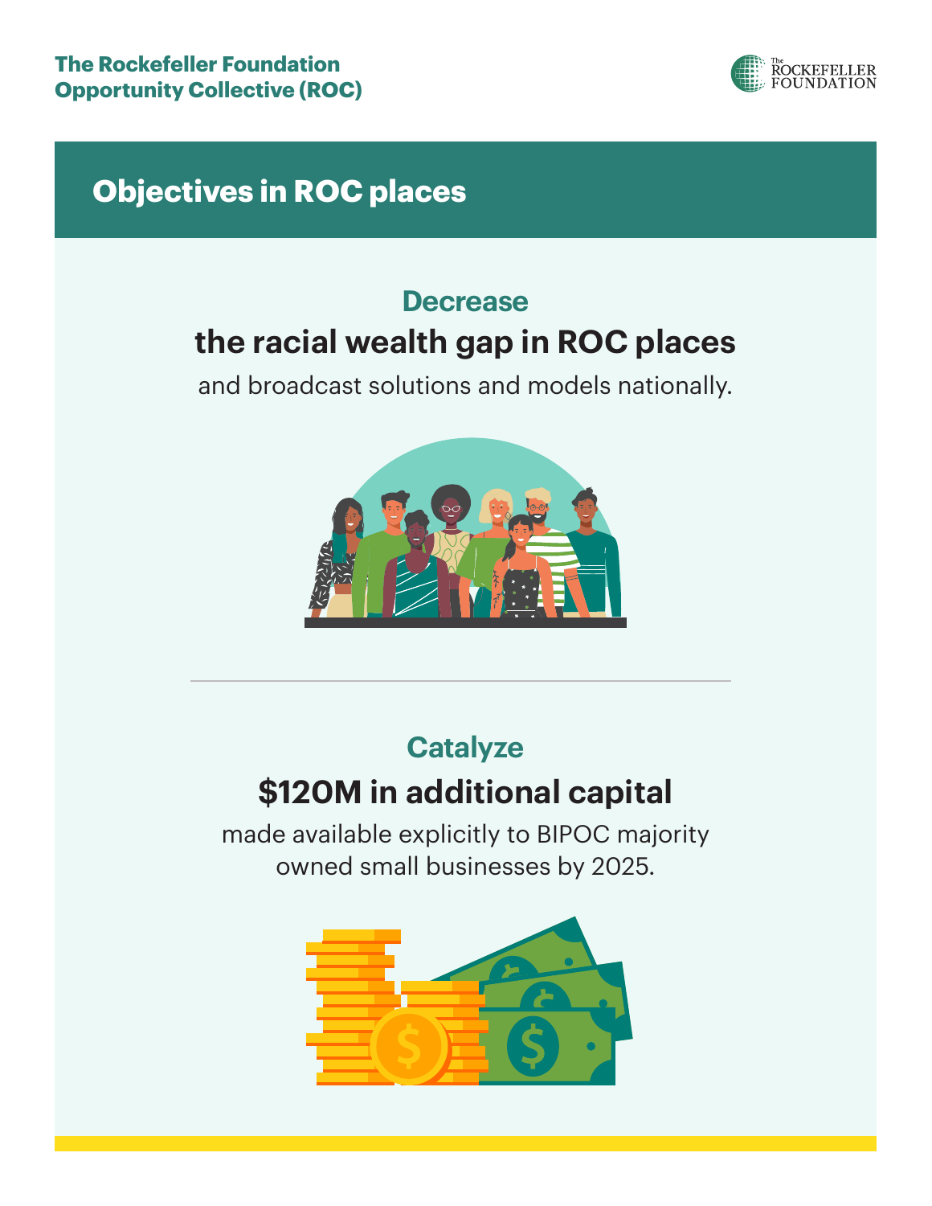# The Rockefeller Foundation Opportunity Collective (ROC)

## Objectives in ROC places

### Decrease

**the racial wealth gap in ROC places**

and broadcast solutions and models nationally.

### Catalyze

**$120M in additional capital**

made available explicitly to BIPOC majority owned small businesses by 2025.